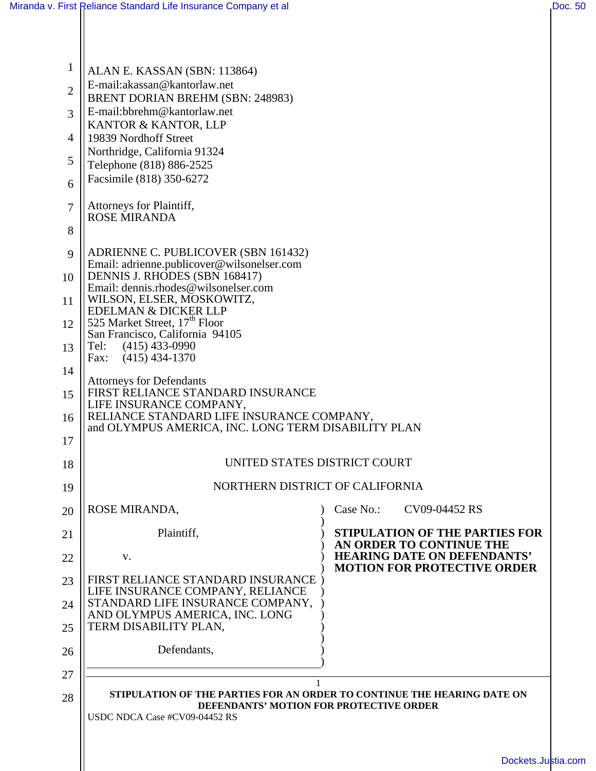ALAN E. KASSAN (SBN: 113864)
E-mail:akassan@kantorlaw.net
BRENT DORIAN BREHM (SBN: 248983)
E-mail:bbrehm@kantorlaw.net
KANTOR & KANTOR, LLP
19839 Nordhoff Street
Northridge, California 91324
Telephone (818) 886-2525
Facsimile (818) 350-6272

Attorneys for Plaintiff,
ROSE MIRANDA

ADRIENNE C. PUBLICOVER (SBN 161432)
Email: adrienne.publicover@wilsonelser.com
DENNIS J. RHODES (SBN 168417)
Email: dennis.rhodes@wilsonelser.com
WILSON, ELSER, MOSKOWITZ,
EDELMAN & DICKER LLP
525 Market Street, 17th Floor
San Francisco, California 94105
Tel: (415) 433-0990
Fax: (415) 434-1370

Attorneys for Defendants
FIRST RELIANCE STANDARD INSURANCE
LIFE INSURANCE COMPANY,
RELIANCE STANDARD LIFE INSURANCE COMPANY,
and OLYMPUS AMERICA, INC. LONG TERM DISABILITY PLAN

UNITED STATES DISTRICT COURT

NORTHERN DISTRICT OF CALIFORNIA

ROSE MIRANDA,

Plaintiff,

v.

FIRST RELIANCE STANDARD INSURANCE LIFE INSURANCE COMPANY, RELIANCE STANDARD LIFE INSURANCE COMPANY, AND OLYMPUS AMERICA, INC. LONG TERM DISABILITY PLAN,

Defendants,

Case No.: CV09-04452 RS

**STIPULATION OF THE PARTIES FOR AN ORDER TO CONTINUE THE HEARING DATE ON DEFENDANTS' MOTION FOR PROTECTIVE ORDER**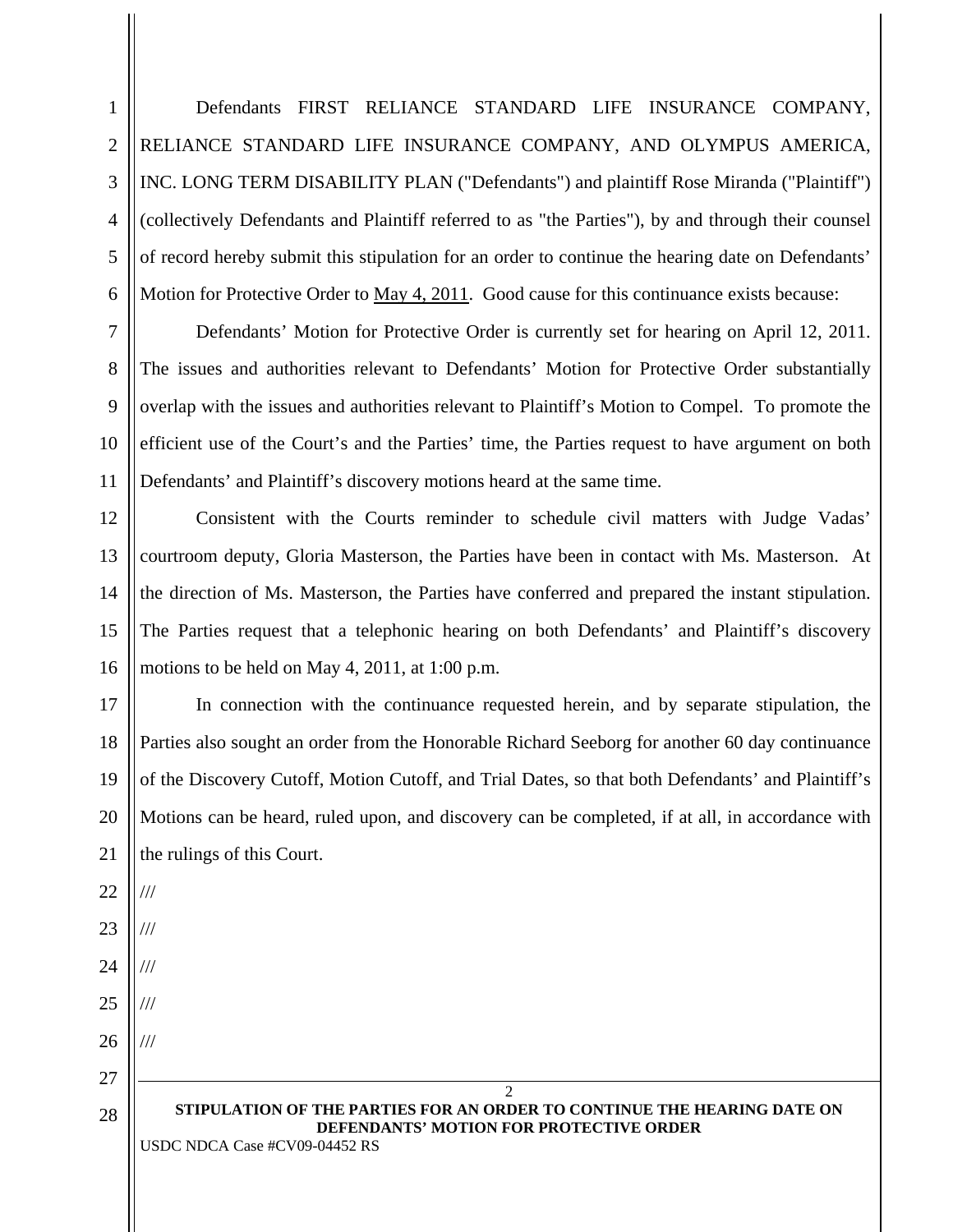Defendants FIRST RELIANCE STANDARD LIFE INSURANCE COMPANY, RELIANCE STANDARD LIFE INSURANCE COMPANY, AND OLYMPUS AMERICA, INC. LONG TERM DISABILITY PLAN ("Defendants") and plaintiff Rose Miranda ("Plaintiff") (collectively Defendants and Plaintiff referred to as "the Parties"), by and through their counsel of record hereby submit this stipulation for an order to continue the hearing date on Defendants' Motion for Protective Order to May 4, 2011. Good cause for this continuance exists because:

Defendants' Motion for Protective Order is currently set for hearing on April 12, 2011. The issues and authorities relevant to Defendants' Motion for Protective Order substantially overlap with the issues and authorities relevant to Plaintiff's Motion to Compel. To promote the efficient use of the Court's and the Parties' time, the Parties request to have argument on both Defendants' and Plaintiff's discovery motions heard at the same time.

Consistent with the Courts reminder to schedule civil matters with Judge Vadas' courtroom deputy, Gloria Masterson, the Parties have been in contact with Ms. Masterson. At the direction of Ms. Masterson, the Parties have conferred and prepared the instant stipulation. The Parties request that a telephonic hearing on both Defendants' and Plaintiff's discovery motions to be held on May 4, 2011, at 1:00 p.m.

In connection with the continuance requested herein, and by separate stipulation, the Parties also sought an order from the Honorable Richard Seeborg for another 60 day continuance of the Discovery Cutoff, Motion Cutoff, and Trial Dates, so that both Defendants' and Plaintiff's Motions can be heard, ruled upon, and discovery can be completed, if at all, in accordance with the rulings of this Court.

///

///

///

///

///

**STIPULATION OF THE PARTIES FOR AN ORDER TO CONTINUE THE HEARING DATE ON DEFENDANTS' MOTION FOR PROTECTIVE ORDER**

USDC NDCA Case #CV09-04452 RS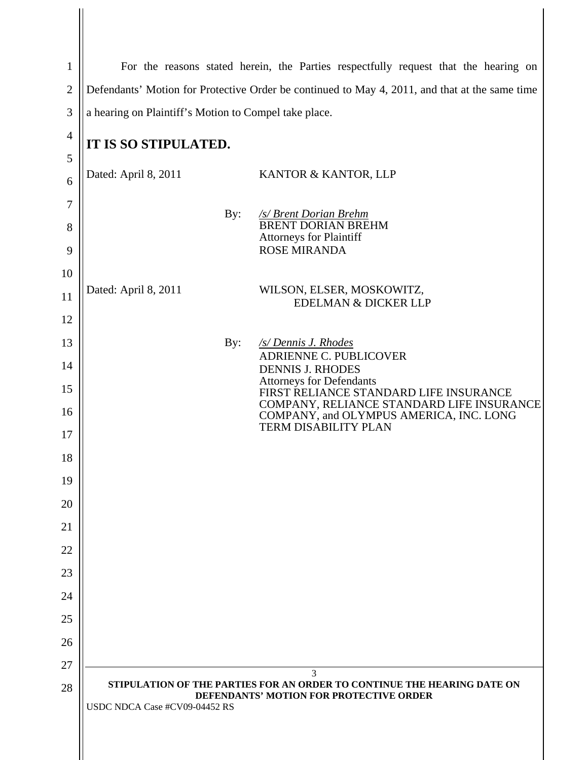For the reasons stated herein, the Parties respectfully request that the hearing on Defendants' Motion for Protective Order be continued to May 4, 2011, and that at the same time a hearing on Plaintiff's Motion to Compel take place.

**IT IS SO STIPULATED.**

Dated: April 8, 2011 KANTOR & KANTOR, LLP

By: /s/ Brent Dorian Brehm
BRENT DORIAN BREHM
Attorneys for Plaintiff
ROSE MIRANDA

Dated: April 8, 2011 WILSON, ELSER, MOSKOWITZ, EDELMAN & DICKER LLP

By: /s/ Dennis J. Rhodes
ADRIENNE C. PUBLICOVER
DENNIS J. RHODES
Attorneys for Defendants
FIRST RELIANCE STANDARD LIFE INSURANCE COMPANY, RELIANCE STANDARD LIFE INSURANCE COMPANY, and OLYMPUS AMERICA, INC. LONG TERM DISABILITY PLAN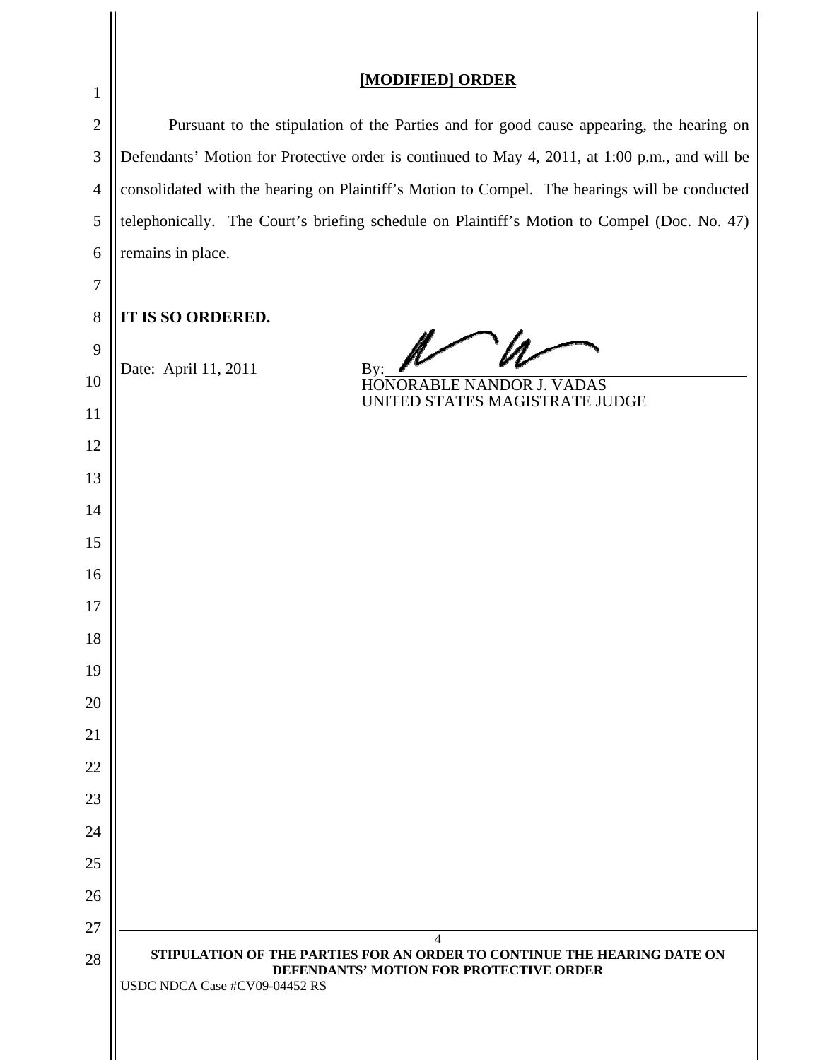## [MODIFIED] ORDER

Pursuant to the stipulation of the Parties and for good cause appearing, the hearing on Defendants' Motion for Protective order is continued to May 4, 2011, at 1:00 p.m., and will be consolidated with the hearing on Plaintiff's Motion to Compel. The hearings will be conducted telephonically. The Court's briefing schedule on Plaintiff's Motion to Compel (Doc. No. 47) remains in place.

**IT IS SO ORDERED.**

Date: April 11, 2011

By:\_\_\_\_\_\_\_\_\_\_\_\_\_\_\_\_\_\_\_\_\_\_\_\_\_\_\_\_\_\_\_\_
HONORABLE NANDOR J. VADAS
UNITED STATES MAGISTRATE JUDGE